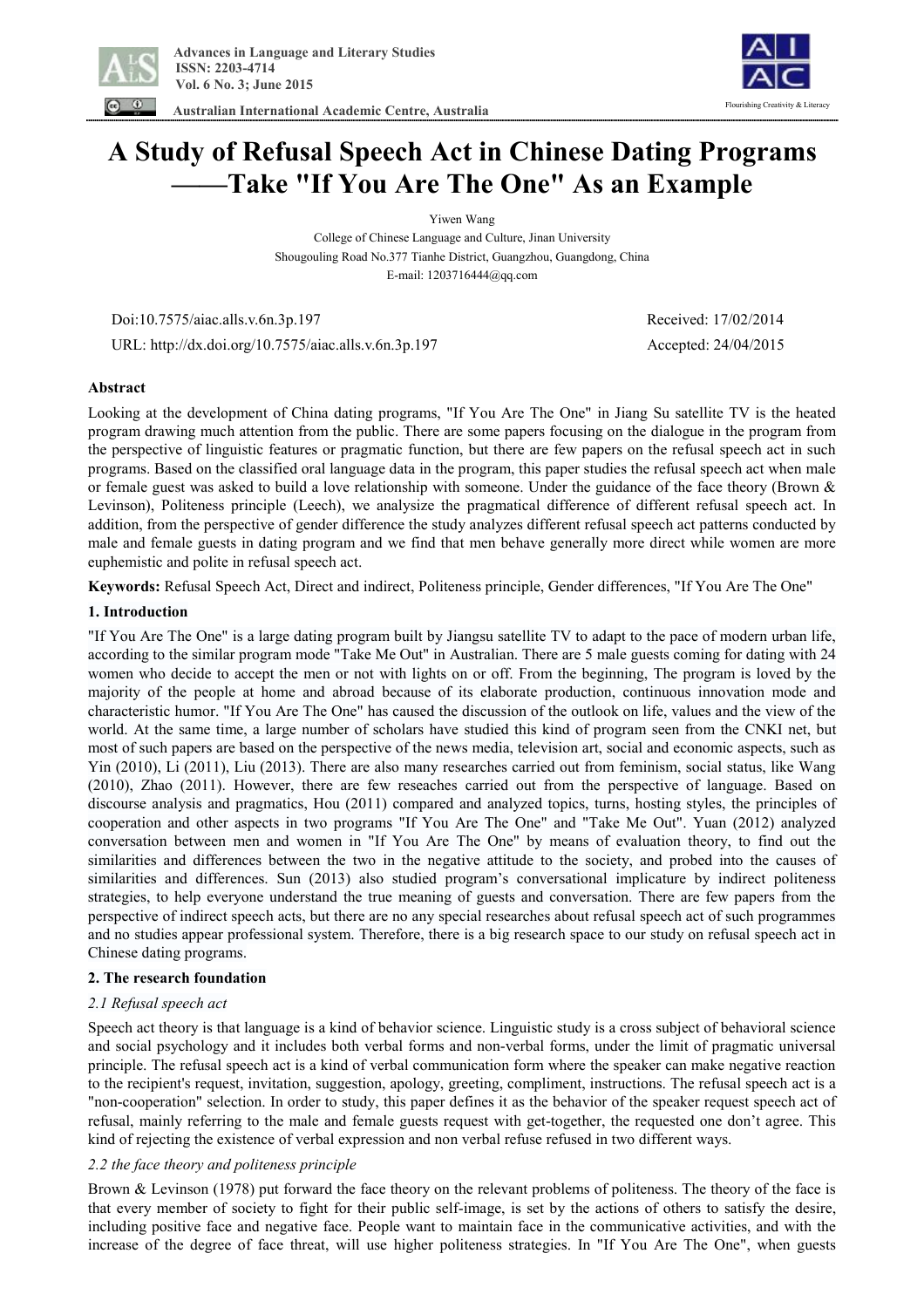# A Study of Refusal Speech Act in Chinese Dating Programs ——Take "If You Are The One" As an Example

Yiwen Wang

College of Chinese Language and Culture, Jinan University

Shougouling Road No.377 Tianhe District, Guangzhou, Guangdong, China

E-mail: 1203716444@qq.com

Doi:10.7575/aiac.alls.v.6n.3p.197 Received: 17/02/2014

URL: http://dx.doi.org/10.7575/aiac.alls.v.6n.3p.197 Accepted: 24/04/2015

## Abstract

Looking at the development of China dating programs, "If You Are The One" in Jiang Su satellite TV is the heated program drawing much attention from the public. There are some papers focusing on the dialogue in the program from the perspective of linguistic features or pragmatic function, but there are few papers on the refusal speech act in such programs. Based on the classified oral language data in the program, this paper studies the refusal speech act when male or female guest was asked to build a love relationship with someone. Under the guidance of the face theory (Brown & Levinson), Politeness principle (Leech), we analysize the pragmatical difference of different refusal speech act. In addition, from the perspective of gender difference the study analyzes different refusal speech act patterns conducted by male and female guests in dating program and we find that men behave generally more direct while women are more euphemistic and polite in refusal speech act.

**Keywords:** Refusal Speech Act, Direct and indirect, Politeness principle, Gender differences, "If You Are The One"

## 1. Introduction

"If You Are The One" is a large dating program built by Jiangsu satellite TV to adapt to the pace of modern urban life, according to the similar program mode "Take Me Out" in Australian. There are 5 male guests coming for dating with 24 women who decide to accept the men or not with lights on or off. From the beginning, The program is loved by the majority of the people at home and abroad because of its elaborate production, continuous innovation mode and characteristic humor. "If You Are The One" has caused the discussion of the outlook on life, values and the view of the world. At the same time, a large number of scholars have studied this kind of program seen from the CNKI net, but most of such papers are based on the perspective of the news media, television art, social and economic aspects, such as Yin (2010), Li (2011), Liu (2013). There are also many researches carried out from feminism, social status, like Wang (2010), Zhao (2011). However, there are few reseaches carried out from the perspective of language. Based on discourse analysis and pragmatics, Hou (2011) compared and analyzed topics, turns, hosting styles, the principles of cooperation and other aspects in two programs "If You Are The One" and "Take Me Out". Yuan (2012) analyzed conversation between men and women in "If You Are The One" by means of evaluation theory, to find out the similarities and differences between the two in the negative attitude to the society, and probed into the causes of similarities and differences. Sun (2013) also studied program's conversational implicature by indirect politeness strategies, to help everyone understand the true meaning of guests and conversation. There are few papers from the perspective of indirect speech acts, but there are no any special researches about refusal speech act of such programmes and no studies appear professional system. Therefore, there is a big research space to our study on refusal speech act in Chinese dating programs.

## 2. The research foundation

### *2.1 Refusal speech act*

Speech act theory is that language is a kind of behavior science. Linguistic study is a cross subject of behavioral science and social psychology and it includes both verbal forms and non-verbal forms, under the limit of pragmatic universal principle. The refusal speech act is a kind of verbal communication form where the speaker can make negative reaction to the recipient's request, invitation, suggestion, apology, greeting, compliment, instructions. The refusal speech act is a "non-cooperation" selection. In order to study, this paper defines it as the behavior of the speaker request speech act of refusal, mainly referring to the male and female guests request with get-together, the requested one don't agree. This kind of rejecting the existence of verbal expression and non verbal refuse refused in two different ways.

### *2.2 the face theory and politeness principle*

Brown & Levinson (1978) put forward the face theory on the relevant problems of politeness. The theory of the face is that every member of society to fight for their public self-image, is set by the actions of others to satisfy the desire, including positive face and negative face. People want to maintain face in the communicative activities, and with the increase of the degree of face threat, will use higher politeness strategies. In "If You Are The One", when guests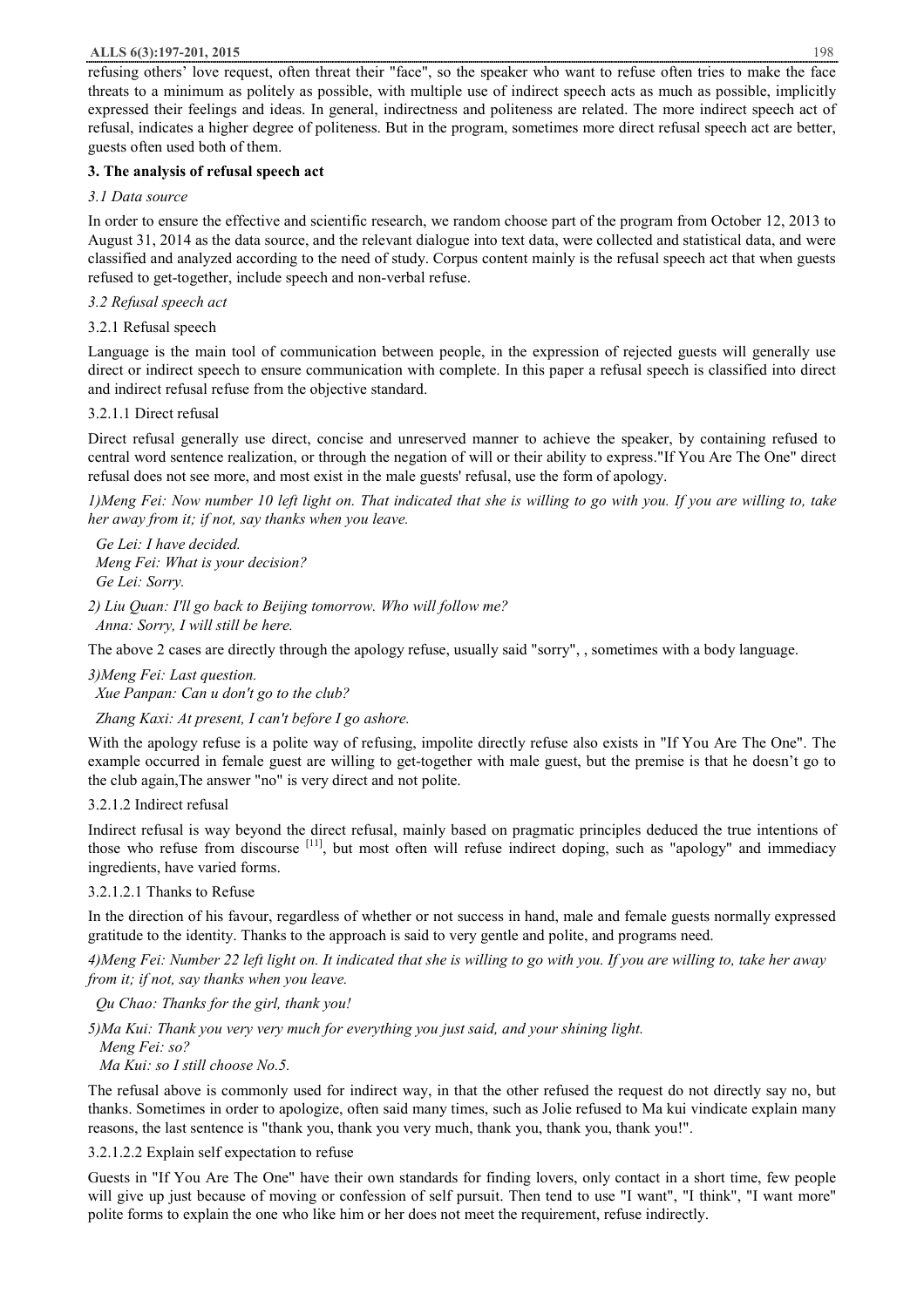refusing others' love request, often threat their "face", so the speaker who want to refuse often tries to make the face threats to a minimum as politely as possible, with multiple use of indirect speech acts as much as possible, implicitly expressed their feelings and ideas. In general, indirectness and politeness are related. The more indirect speech act of refusal, indicates a higher degree of politeness. But in the program, sometimes more direct refusal speech act are better, guests often used both of them.

## 3. The analysis of refusal speech act

### *3.1 Data source*

In order to ensure the effective and scientific research, we random choose part of the program from October 12, 2013 to August 31, 2014 as the data source, and the relevant dialogue into text data, were collected and statistical data, and were classified and analyzed according to the need of study. Corpus content mainly is the refusal speech act that when guests refused to get-together, include speech and non-verbal refuse.

### *3.2 Refusal speech act*

#### 3.2.1 Refusal speech

Language is the main tool of communication between people, in the expression of rejected guests will generally use direct or indirect speech to ensure communication with complete. In this paper a refusal speech is classified into direct and indirect refusal refuse from the objective standard.

##### 3.2.1.1 Direct refusal

Direct refusal generally use direct, concise and unreserved manner to achieve the speaker, by containing refused to central word sentence realization, or through the negation of will or their ability to express."If You Are The One" direct refusal does not see more, and most exist in the male guests' refusal, use the form of apology.

*1)Meng Fei: Now number 10 left light on. That indicated that she is willing to go with you. If you are willing to, take her away from it; if not, say thanks when you leave.*

*Ge Lei: I have decided.*
*Meng Fei: What is your decision?*
*Ge Lei: Sorry.*

*2) Liu Quan: I'll go back to Beijing tomorrow. Who will follow me?*
*Anna: Sorry, I will still be here.*

The above 2 cases are directly through the apology refuse, usually said "sorry", , sometimes with a body language.

*3)Meng Fei: Last question.*
*Xue Panpan: Can u don't go to the club?*

*Zhang Kaxi: At present, I can't before I go ashore.*

With the apology refuse is a polite way of refusing, impolite directly refuse also exists in "If You Are The One". The example occurred in female guest are willing to get-together with male guest, but the premise is that he doesn't go to the club again,The answer "no" is very direct and not polite.

##### 3.2.1.2 Indirect refusal

Indirect refusal is way beyond the direct refusal, mainly based on pragmatic principles deduced the true intentions of those who refuse from discourse [11], but most often will refuse indirect doping, such as "apology" and immediacy ingredients, have varied forms.

###### 3.2.1.2.1 Thanks to Refuse

In the direction of his favour, regardless of whether or not success in hand, male and female guests normally expressed gratitude to the identity. Thanks to the approach is said to very gentle and polite, and programs need.

*4)Meng Fei: Number 22 left light on. It indicated that she is willing to go with you. If you are willing to, take her away from it; if not, say thanks when you leave.*

*Qu Chao: Thanks for the girl, thank you!*

*5)Ma Kui: Thank you very very much for everything you just said, and your shining light.*
*Meng Fei: so?*
*Ma Kui: so I still choose No.5.*

The refusal above is commonly used for indirect way, in that the other refused the request do not directly say no, but thanks. Sometimes in order to apologize, often said many times, such as Jolie refused to Ma kui vindicate explain many reasons, the last sentence is "thank you, thank you very much, thank you, thank you, thank you!".

###### 3.2.1.2.2 Explain self expectation to refuse

Guests in "If You Are The One" have their own standards for finding lovers, only contact in a short time, few people will give up just because of moving or confession of self pursuit. Then tend to use "I want", "I think", "I want more" polite forms to explain the one who like him or her does not meet the requirement, refuse indirectly.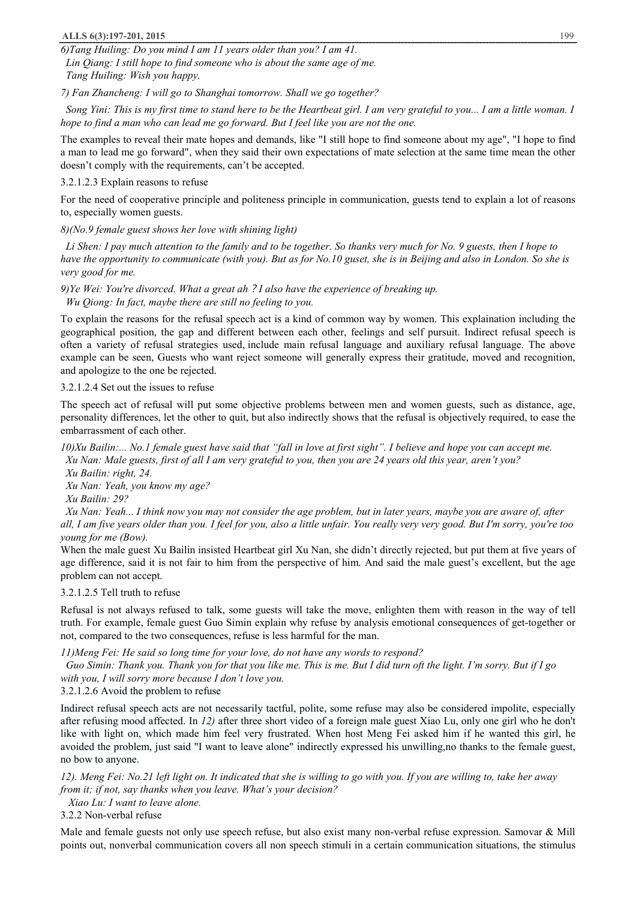*6)Tang Huiling: Do you mind I am 11 years older than you? I am 41.*
*Lin Qiang: I still hope to find someone who is about the same age of me.*
*Tang Huiling: Wish you happy.*

*7) Fan Zhancheng: I will go to Shanghai tomorrow. Shall we go together?*

*Song Yini: This is my first time to stand here to be the Heartbeat girl. I am very grateful to you... I am a little woman. I hope to find a man who can lead me go forward. But I feel like you are not the one.*

The examples to reveal their mate hopes and demands, like "I still hope to find someone about my age", "I hope to find a man to lead me go forward", when they said their own expectations of mate selection at the same time mean the other doesn't comply with the requirements, can't be accepted.

3.2.1.2.3 Explain reasons to refuse

For the need of cooperative principle and politeness principle in communication, guests tend to explain a lot of reasons to, especially women guests.

*8)(No.9 female guest shows her love with shining light)*

*Li Shen: I pay much attention to the family and to be together. So thanks very much for No. 9 guests, then I hope to have the opportunity to communicate (with you). But as for No.10 guset, she is in Beijing and also in London. So she is very good for me.*

*9)Ye Wei: You're divorced. What a great ah？I also have the experience of breaking up.*
*Wu Qiong: In fact, maybe there are still no feeling to you.*

To explain the reasons for the refusal speech act is a kind of common way by women. This explaination including the geographical position, the gap and different between each other, feelings and self pursuit. Indirect refusal speech is often a variety of refusal strategies used, include main refusal language and auxiliary refusal language. The above example can be seen, Guests who want reject someone will generally express their gratitude, moved and recognition, and apologize to the one be rejected.

3.2.1.2.4 Set out the issues to refuse

The speech act of refusal will put some objective problems between men and women guests, such as distance, age, personality differences, let the other to quit, but also indirectly shows that the refusal is objectively required, to ease the embarrassment of each other.

*10)Xu Bailin:... No.1 female guest have said that "fall in love at first sight". I believe and hope you can accept me.*
*Xu Nan: Male guests, first of all I am very grateful to you, then you are 24 years old this year, aren't you?*
*Xu Bailin: right, 24.*
*Xu Nan: Yeah, you know my age?*
*Xu Bailin: 29?*
*Xu Nan: Yeah... I think now you may not consider the age problem, but in later years, maybe you are aware of, after all, I am five years older than you. I feel for you, also a little unfair. You really very very good. But I'm sorry, you're too young for me (Bow).*

When the male guest Xu Bailin insisted Heartbeat girl Xu Nan, she didn't directly rejected, but put them at five years of age difference, said it is not fair to him from the perspective of him. And said the male guest's excellent, but the age problem can not accept.

3.2.1.2.5 Tell truth to refuse

Refusal is not always refused to talk, some guests will take the move, enlighten them with reason in the way of tell truth. For example, female guest Guo Simin explain why refuse by analysis emotional consequences of get-together or not, compared to the two consequences, refuse is less harmful for the man.

*11)Meng Fei: He said so long time for your love, do not have any words to respond?*
*Guo Simin: Thank you. Thank you for that you like me. This is me. But I did turn oft the light. I'm sorry. But if I go with you, I will sorry more because I don't love you.*

3.2.1.2.6 Avoid the problem to refuse

Indirect refusal speech acts are not necessarily tactful, polite, some refuse may also be considered impolite, especially after refusing mood affected. In *12)* after three short video of a foreign male guest Xiao Lu, only one girl who he don't like with light on, which made him feel very frustrated. When host Meng Fei asked him if he wanted this girl, he avoided the problem, just said "I want to leave alone" indirectly expressed his unwilling,no thanks to the female guest, no bow to anyone.

*12). Meng Fei: No.21 left light on. It indicated that she is willing to go with you. If you are willing to, take her away from it; if not, say thanks when you leave. What's your decision?*
*Xiao Lu: I want to leave alone.*

3.2.2 Non-verbal refuse

Male and female guests not only use speech refuse, but also exist many non-verbal refuse expression. Samovar & Mill points out, nonverbal communication covers all non speech stimuli in a certain communication situations, the stimulus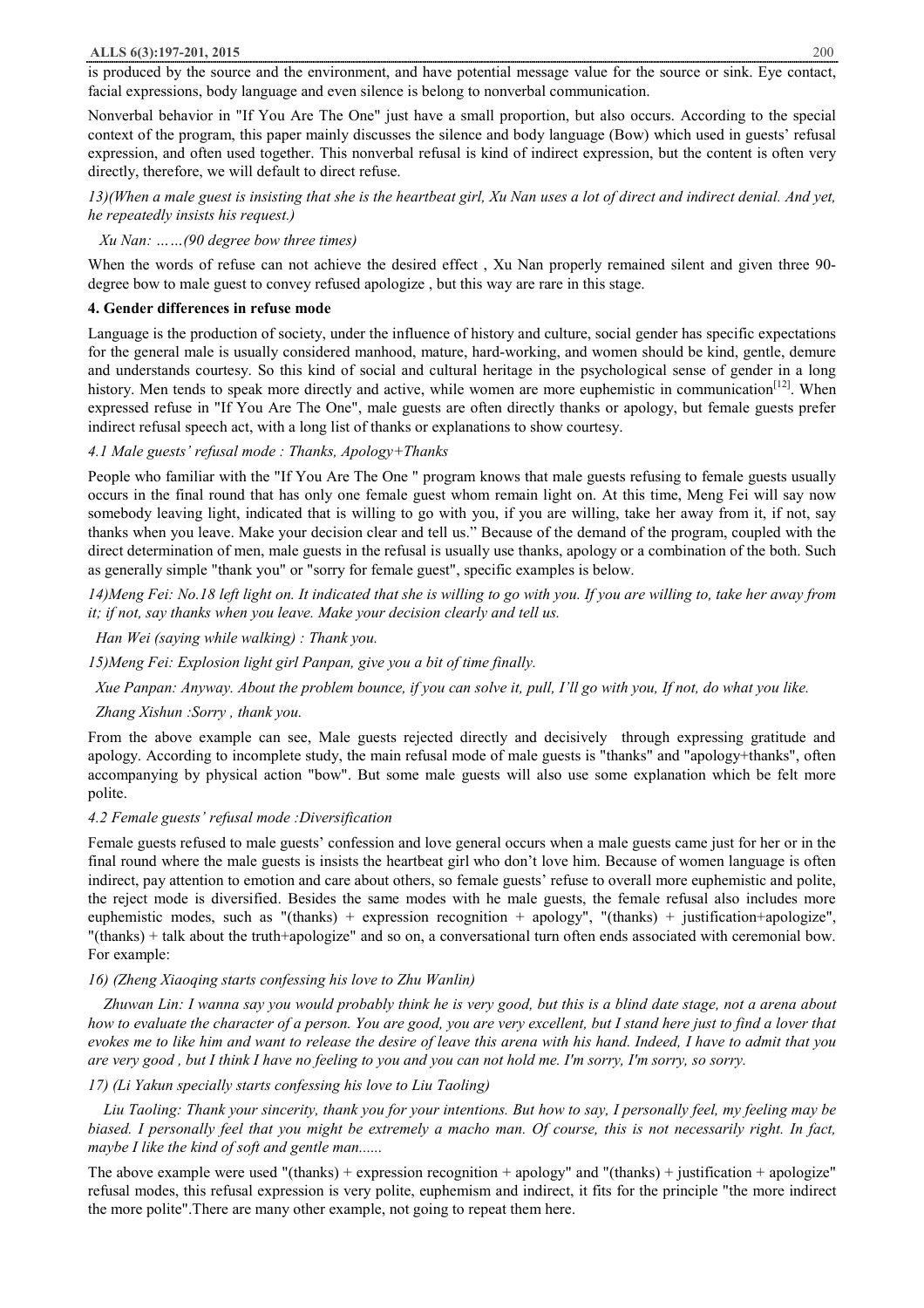is produced by the source and the environment, and have potential message value for the source or sink. Eye contact, facial expressions, body language and even silence is belong to nonverbal communication.

Nonverbal behavior in "If You Are The One" just have a small proportion, but also occurs. According to the special context of the program, this paper mainly discusses the silence and body language (Bow) which used in guests' refusal expression, and often used together. This nonverbal refusal is kind of indirect expression, but the content is often very directly, therefore, we will default to direct refuse.

*13)(When a male guest is insisting that she is the heartbeat girl, Xu Nan uses a lot of direct and indirect denial. And yet, he repeatedly insists his request.)*

*Xu Nan: ……(90 degree bow three times)*

When the words of refuse can not achieve the desired effect , Xu Nan properly remained silent and given three 90-degree bow to male guest to convey refused apologize , but this way are rare in this stage.

## 4. Gender differences in refuse mode

Language is the production of society, under the influence of history and culture, social gender has specific expectations for the general male is usually considered manhood, mature, hard-working, and women should be kind, gentle, demure and understands courtesy. So this kind of social and cultural heritage in the psychological sense of gender in a long history. Men tends to speak more directly and active, while women are more euphemistic in communication[12]. When expressed refuse in "If You Are The One", male guests are often directly thanks or apology, but female guests prefer indirect refusal speech act, with a long list of thanks or explanations to show courtesy.

### *4.1 Male guests' refusal mode : Thanks, Apology+Thanks*

People who familiar with the "If You Are The One " program knows that male guests refusing to female guests usually occurs in the final round that has only one female guest whom remain light on. At this time, Meng Fei will say now somebody leaving light, indicated that is willing to go with you, if you are willing, take her away from it, if not, say thanks when you leave. Make your decision clear and tell us." Because of the demand of the program, coupled with the direct determination of men, male guests in the refusal is usually use thanks, apology or a combination of the both. Such as generally simple "thank you" or "sorry for female guest", specific examples is below.

*14)Meng Fei: No.18 left light on. It indicated that she is willing to go with you. If you are willing to, take her away from it; if not, say thanks when you leave. Make your decision clearly and tell us.*

*Han Wei (saying while walking) : Thank you.*

*15)Meng Fei: Explosion light girl Panpan, give you a bit of time finally.*

*Xue Panpan: Anyway. About the problem bounce, if you can solve it, pull, I'll go with you, If not, do what you like.*

*Zhang Xishun :Sorry , thank you.*

From the above example can see, Male guests rejected directly and decisively through expressing gratitude and apology. According to incomplete study, the main refusal mode of male guests is "thanks" and "apology+thanks", often accompanying by physical action "bow". But some male guests will also use some explanation which be felt more polite.

### *4.2 Female guests' refusal mode :Diversification*

Female guests refused to male guests' confession and love general occurs when a male guests came just for her or in the final round where the male guests is insists the heartbeat girl who don't love him. Because of women language is often indirect, pay attention to emotion and care about others, so female guests' refuse to overall more euphemistic and polite, the reject mode is diversified. Besides the same modes with he male guests, the female refusal also includes more euphemistic modes, such as "(thanks) + expression recognition + apology", "(thanks) + justification+apologize", "(thanks) + talk about the truth+apologize" and so on, a conversational turn often ends associated with ceremonial bow. For example:

*16) (Zheng Xiaoqing starts confessing his love to Zhu Wanlin)*

*Zhuwan Lin: I wanna say you would probably think he is very good, but this is a blind date stage, not a arena about how to evaluate the character of a person. You are good, you are very excellent, but I stand here just to find a lover that evokes me to like him and want to release the desire of leave this arena with his hand. Indeed, I have to admit that you are very good , but I think I have no feeling to you and you can not hold me. I'm sorry, I'm sorry, so sorry.*

*17) (Li Yakun specially starts confessing his love to Liu Taoling)*

*Liu Taoling: Thank your sincerity, thank you for your intentions. But how to say, I personally feel, my feeling may be biased. I personally feel that you might be extremely a macho man. Of course, this is not necessarily right. In fact, maybe I like the kind of soft and gentle man......*

The above example were used "(thanks) + expression recognition + apology" and "(thanks) + justification + apologize" refusal modes, this refusal expression is very polite, euphemism and indirect, it fits for the principle "the more indirect the more polite".There are many other example, not going to repeat them here.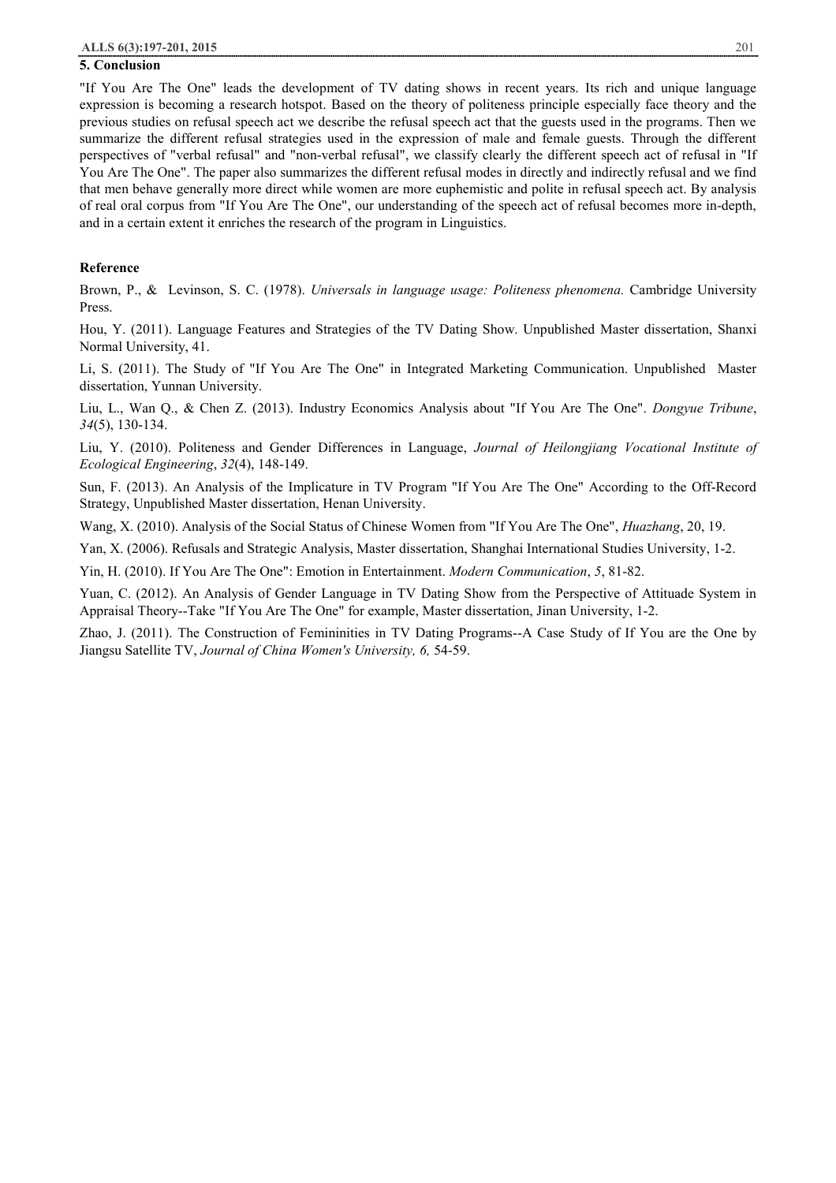## 5. Conclusion

"If You Are The One" leads the development of TV dating shows in recent years. Its rich and unique language expression is becoming a research hotspot. Based on the theory of politeness principle especially face theory and the previous studies on refusal speech act we describe the refusal speech act that the guests used in the programs. Then we summarize the different refusal strategies used in the expression of male and female guests. Through the different perspectives of "verbal refusal" and "non-verbal refusal", we classify clearly the different speech act of refusal in "If You Are The One". The paper also summarizes the different refusal modes in directly and indirectly refusal and we find that men behave generally more direct while women are more euphemistic and polite in refusal speech act. By analysis of real oral corpus from "If You Are The One", our understanding of the speech act of refusal becomes more in-depth, and in a certain extent it enriches the research of the program in Linguistics.

## Reference

Brown, P., & Levinson, S. C. (1978). *Universals in language usage: Politeness phenomena.* Cambridge University Press.

Hou, Y. (2011). Language Features and Strategies of the TV Dating Show. Unpublished Master dissertation, Shanxi Normal University, 41.

Li, S. (2011). The Study of "If You Are The One" in Integrated Marketing Communication. Unpublished Master dissertation, Yunnan University.

Liu, L., Wan Q., & Chen Z. (2013). Industry Economics Analysis about "If You Are The One". *Dongyue Tribune*, *34*(5), 130-134.

Liu, Y. (2010). Politeness and Gender Differences in Language, *Journal of Heilongjiang Vocational Institute of Ecological Engineering*, *32*(4), 148-149.

Sun, F. (2013). An Analysis of the Implicature in TV Program "If You Are The One" According to the Off-Record Strategy, Unpublished Master dissertation, Henan University.

Wang, X. (2010). Analysis of the Social Status of Chinese Women from "If You Are The One", *Huazhang*, 20, 19.

Yan, X. (2006). Refusals and Strategic Analysis, Master dissertation, Shanghai International Studies University, 1-2.

Yin, H. (2010). If You Are The One": Emotion in Entertainment. *Modern Communication*, *5*, 81-82.

Yuan, C. (2012). An Analysis of Gender Language in TV Dating Show from the Perspective of Attituade System in Appraisal Theory--Take "If You Are The One" for example, Master dissertation, Jinan University, 1-2.

Zhao, J. (2011). The Construction of Femininities in TV Dating Programs--A Case Study of If You are the One by Jiangsu Satellite TV, *Journal of China Women's University, 6,* 54-59.